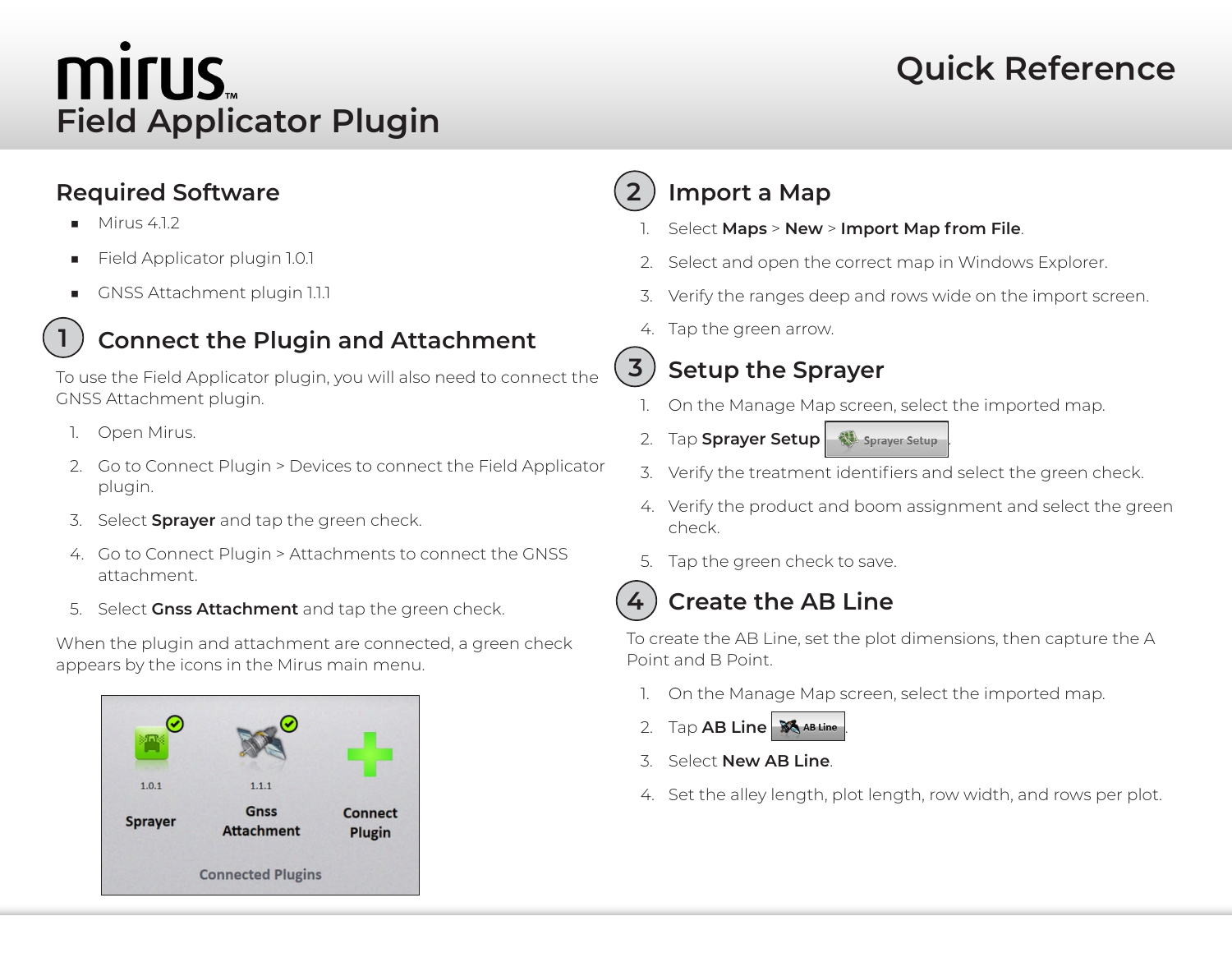# mirus™ Field Applicator Plugin

Quick Reference

## Required Software

- Mirus 4.1.2
- Field Applicator plugin 1.0.1
- GNSS Attachment plugin 1.1.1

## 1 Connect the Plugin and Attachment

To use the Field Applicator plugin, you will also need to connect the GNSS Attachment plugin.

1. Open Mirus.
2. Go to Connect Plugin > Devices to connect the Field Applicator plugin.
3. Select **Sprayer** and tap the green check.
4. Go to Connect Plugin > Attachments to connect the GNSS attachment.
5. Select **Gnss Attachment** and tap the green check.

When the plugin and attachment are connected, a green check appears by the icons in the Mirus main menu.

## 2 Import a Map

1. Select **Maps** > **New** > **Import Map from File**.
2. Select and open the correct map in Windows Explorer.
3. Verify the ranges deep and rows wide on the import screen.
4. Tap the green arrow.

## 3 Setup the Sprayer

1. On the Manage Map screen, select the imported map.
2. Tap **Sprayer Setup**.
3. Verify the treatment identifiers and select the green check.
4. Verify the product and boom assignment and select the green check.
5. Tap the green check to save.

## 4 Create the AB Line

To create the AB Line, set the plot dimensions, then capture the A Point and B Point.

1. On the Manage Map screen, select the imported map.
2. Tap **AB Line**.
3. Select **New AB Line**.
4. Set the alley length, plot length, row width, and rows per plot.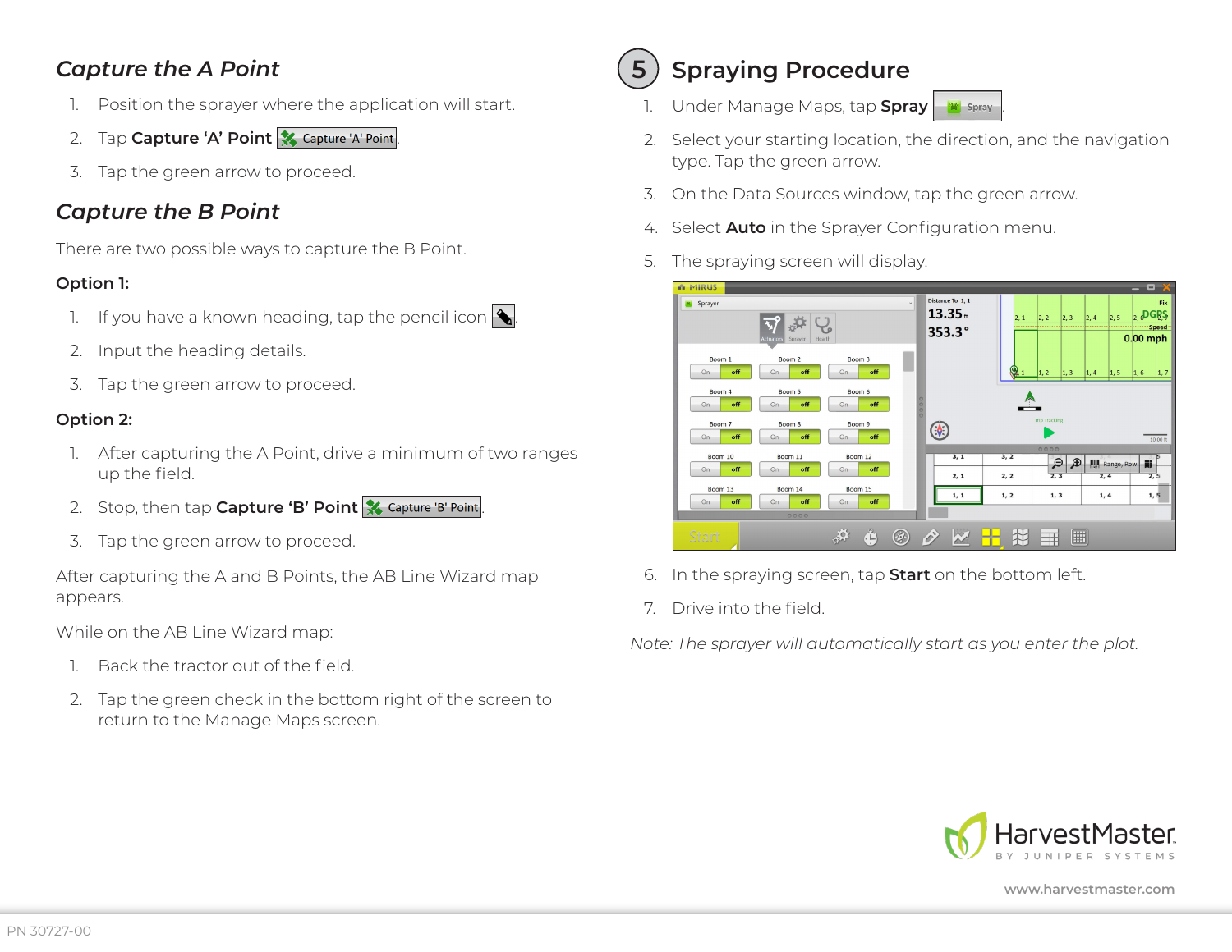## *Capture the A Point*

1. Position the sprayer where the application will start.
2. Tap **Capture 'A' Point** Capture 'A' Point.
3. Tap the green arrow to proceed.

## *Capture the B Point*

There are two possible ways to capture the B Point.

**Option 1:**

1. If you have a known heading, tap the pencil icon.
2. Input the heading details.
3. Tap the green arrow to proceed.

**Option 2:**

1. After capturing the A Point, drive a minimum of two ranges up the field.
2. Stop, then tap **Capture 'B' Point** Capture 'B' Point.
3. Tap the green arrow to proceed.

After capturing the A and B Points, the AB Line Wizard map appears.

While on the AB Line Wizard map:

1. Back the tractor out of the field.
2. Tap the green check in the bottom right of the screen to return to the Manage Maps screen.

## 5 Spraying Procedure

1. Under Manage Maps, tap **Spray** Spray.
2. Select your starting location, the direction, and the navigation type. Tap the green arrow.
3. On the Data Sources window, tap the green arrow.
4. Select **Auto** in the Sprayer Configuration menu.
5. The spraying screen will display.

MIRUS

Sprayer

Actuators Sprayer Health

Boom 1 On off
Boom 2 On off
Boom 3 On off
Boom 4 On off
Boom 5 On off
Boom 6 On off
Boom 7 On off
Boom 8 On off
Boom 9 On off
Boom 10 On off
Boom 11 On off
Boom 12 On off
Boom 13 On off
Boom 14 On off
Boom 15 On off

Distance To 1, 1
13.35 ft
353.3°

Fix DGPS
Speed 0.00 mph

2, 1 2, 2 2, 3 2, 4 2, 5 2, 6 2, 7
1, 1 1, 2 1, 3 1, 4 1, 5 1, 6 1, 7

trip tracking

10.00 ft

3, 1 3, 2
2, 1 2, 2 2, 3 2, 4 2, 5
1, 1 1, 2 1, 3 1, 4 1, 5

Range, Row

Start

6. In the spraying screen, tap **Start** on the bottom left.
7. Drive into the field.

*Note: The sprayer will automatically start as you enter the plot.*

HarvestMaster BY JUNIPER SYSTEMS

www.harvestmaster.com

PN 30727-00